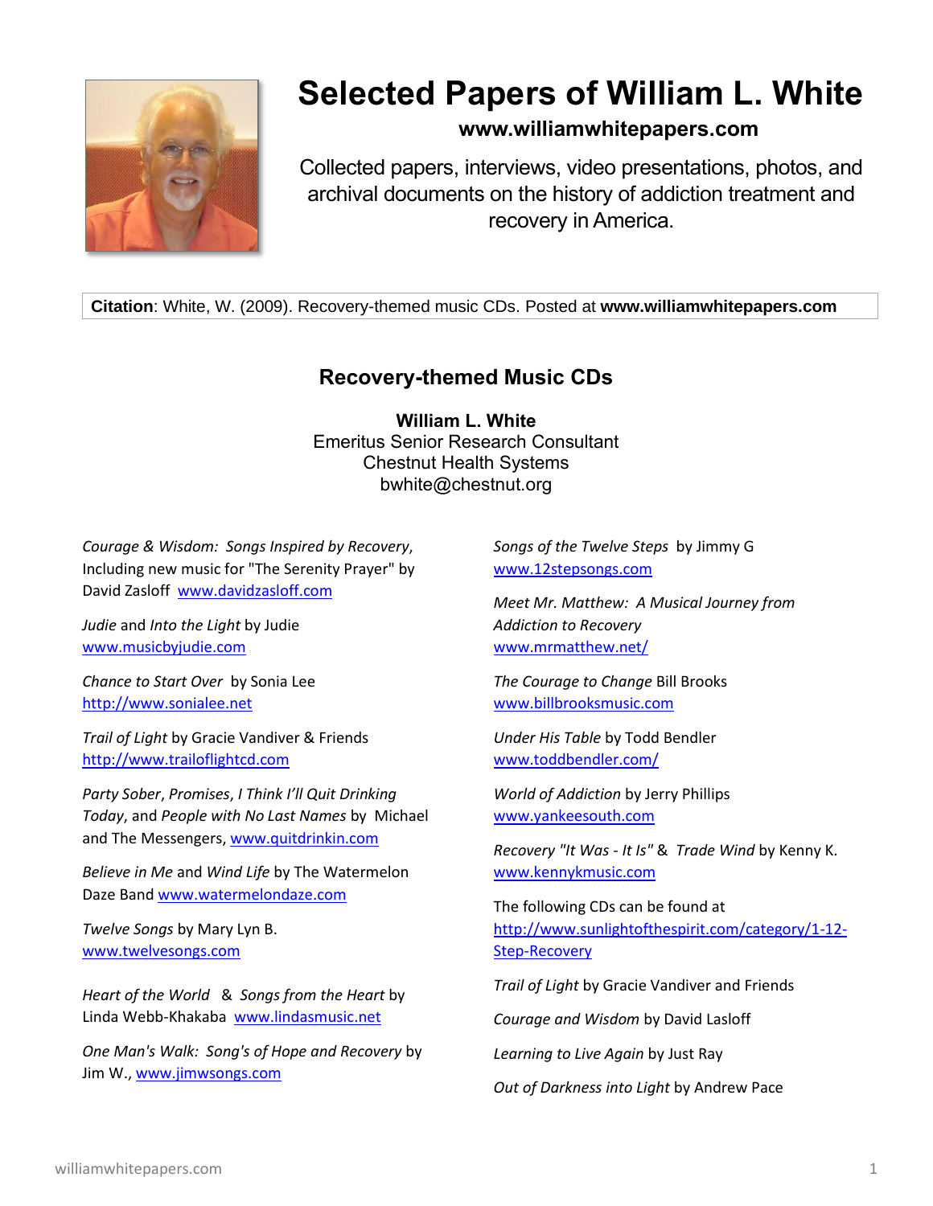# Selected Papers of William L. White

**www.williamwhitepapers.com**

Collected papers, interviews, video presentations, photos, and archival documents on the history of addiction treatment and recovery in America.

**Citation**: White, W. (2009). Recovery-themed music CDs. Posted at **www.williamwhitepapers.com**

## Recovery-themed Music CDs

**William L. White**
Emeritus Senior Research Consultant
Chestnut Health Systems
bwhite@chestnut.org

*Courage & Wisdom: Songs Inspired by Recovery*, Including new music for "The Serenity Prayer" by David Zasloff www.davidzasloff.com

*Judie* and *Into the Light* by Judie www.musicbyjudie.com

*Chance to Start Over* by Sonia Lee http://www.sonialee.net

*Trail of Light* by Gracie Vandiver & Friends http://www.trailoflightcd.com

*Party Sober*, *Promises*, *I Think I'll Quit Drinking Today*, and *People with No Last Names* by Michael and The Messengers, www.quitdrinkin.com

*Believe in Me* and *Wind Life* by The Watermelon Daze Band www.watermelondaze.com

*Twelve Songs* by Mary Lyn B. www.twelvesongs.com

*Heart of the World* & *Songs from the Heart* by Linda Webb-Khakaba www.lindasmusic.net

*One Man's Walk: Song's of Hope and Recovery* by Jim W., www.jimwsongs.com

*Songs of the Twelve Steps* by Jimmy G www.12stepsongs.com

*Meet Mr. Matthew: A Musical Journey from Addiction to Recovery* www.mrmatthew.net/

*The Courage to Change* Bill Brooks www.billbrooksmusic.com

*Under His Table* by Todd Bendler www.toddbendler.com/

*World of Addiction* by Jerry Phillips www.yankeesouth.com

*Recovery "It Was - It Is"* & *Trade Wind* by Kenny K. www.kennykmusic.com

The following CDs can be found at http://www.sunlightofthespirit.com/category/1-12-Step-Recovery

*Trail of Light* by Gracie Vandiver and Friends

*Courage and Wisdom* by David Lasloff

*Learning to Live Again* by Just Ray

*Out of Darkness into Light* by Andrew Pace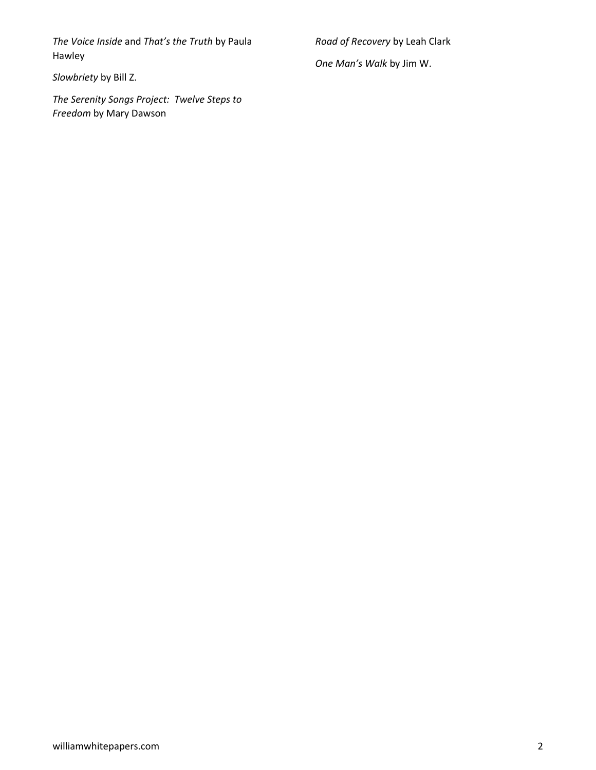*The Voice Inside* and *That's the Truth* by Paula Hawley

*Slowbriety* by Bill Z.

*The Serenity Songs Project: Twelve Steps to Freedom* by Mary Dawson

*Road of Recovery* by Leah Clark

*One Man's Walk* by Jim W.